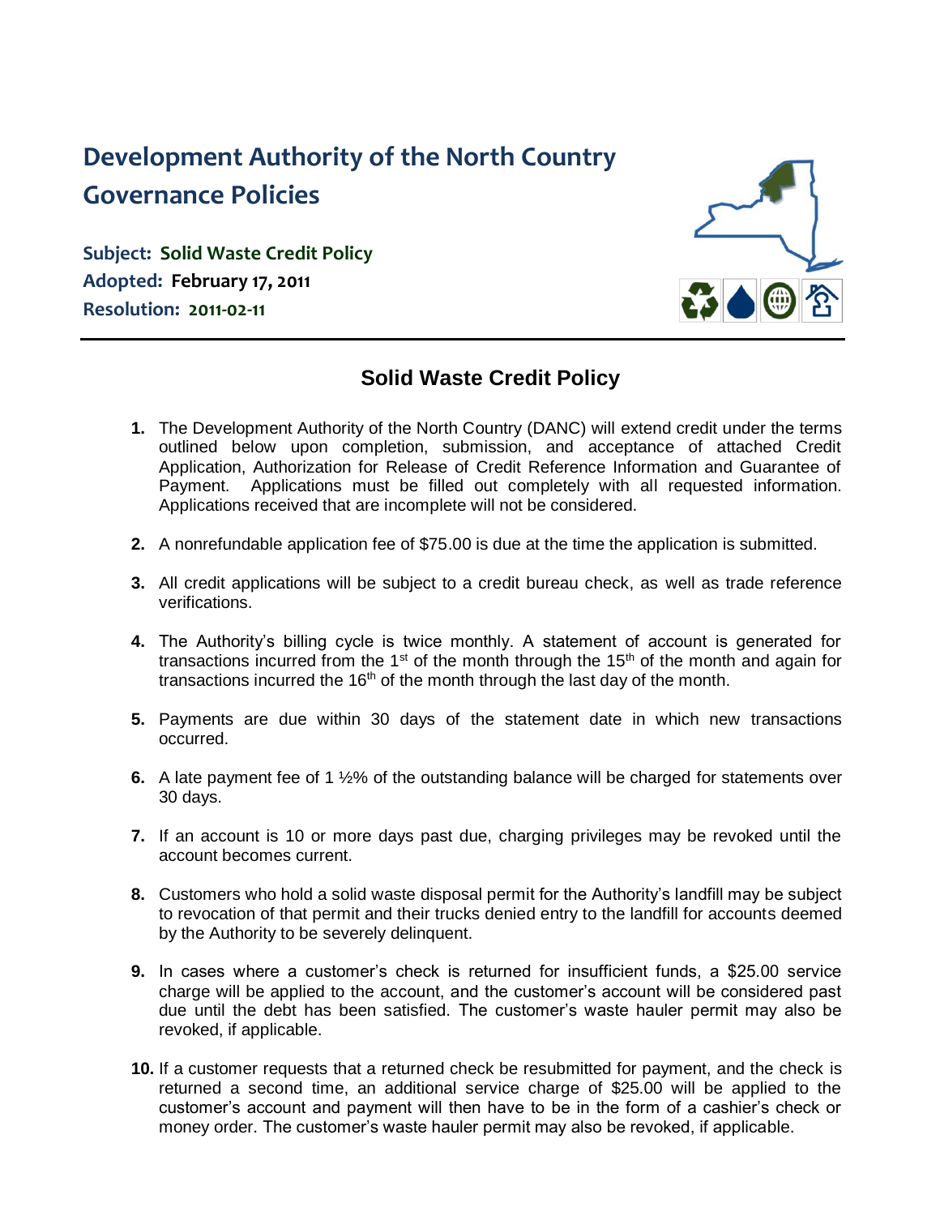# Development Authority of the North Country
# Governance Policies

**Subject: Solid Waste Credit Policy**
**Adopted: February 17, 2011**
**Resolution: 2011-02-11**

---

## Solid Waste Credit Policy

1. The Development Authority of the North Country (DANC) will extend credit under the terms outlined below upon completion, submission, and acceptance of attached Credit Application, Authorization for Release of Credit Reference Information and Guarantee of Payment. Applications must be filled out completely with all requested information. Applications received that are incomplete will not be considered.

2. A nonrefundable application fee of $75.00 is due at the time the application is submitted.

3. All credit applications will be subject to a credit bureau check, as well as trade reference verifications.

4. The Authority's billing cycle is twice monthly. A statement of account is generated for transactions incurred from the 1st of the month through the 15th of the month and again for transactions incurred the 16th of the month through the last day of the month.

5. Payments are due within 30 days of the statement date in which new transactions occurred.

6. A late payment fee of 1 ½% of the outstanding balance will be charged for statements over 30 days.

7. If an account is 10 or more days past due, charging privileges may be revoked until the account becomes current.

8. Customers who hold a solid waste disposal permit for the Authority's landfill may be subject to revocation of that permit and their trucks denied entry to the landfill for accounts deemed by the Authority to be severely delinquent.

9. In cases where a customer's check is returned for insufficient funds, a $25.00 service charge will be applied to the account, and the customer's account will be considered past due until the debt has been satisfied. The customer's waste hauler permit may also be revoked, if applicable.

10. If a customer requests that a returned check be resubmitted for payment, and the check is returned a second time, an additional service charge of $25.00 will be applied to the customer's account and payment will then have to be in the form of a cashier's check or money order. The customer's waste hauler permit may also be revoked, if applicable.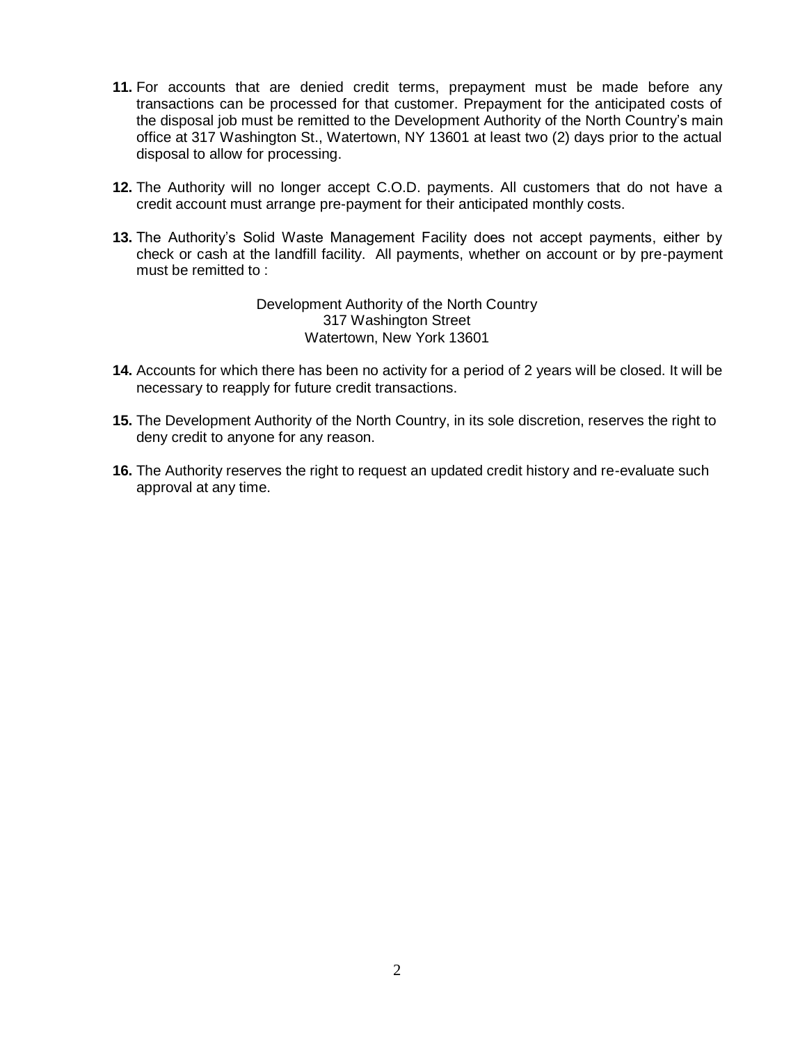11. For accounts that are denied credit terms, prepayment must be made before any transactions can be processed for that customer. Prepayment for the anticipated costs of the disposal job must be remitted to the Development Authority of the North Country's main office at 317 Washington St., Watertown, NY 13601 at least two (2) days prior to the actual disposal to allow for processing.

12. The Authority will no longer accept C.O.D. payments. All customers that do not have a credit account must arrange pre-payment for their anticipated monthly costs.

13. The Authority's Solid Waste Management Facility does not accept payments, either by check or cash at the landfill facility. All payments, whether on account or by pre-payment must be remitted to :

    Development Authority of the North Country
    317 Washington Street
    Watertown, New York 13601

14. Accounts for which there has been no activity for a period of 2 years will be closed. It will be necessary to reapply for future credit transactions.

15. The Development Authority of the North Country, in its sole discretion, reserves the right to deny credit to anyone for any reason.

16. The Authority reserves the right to request an updated credit history and re-evaluate such approval at any time.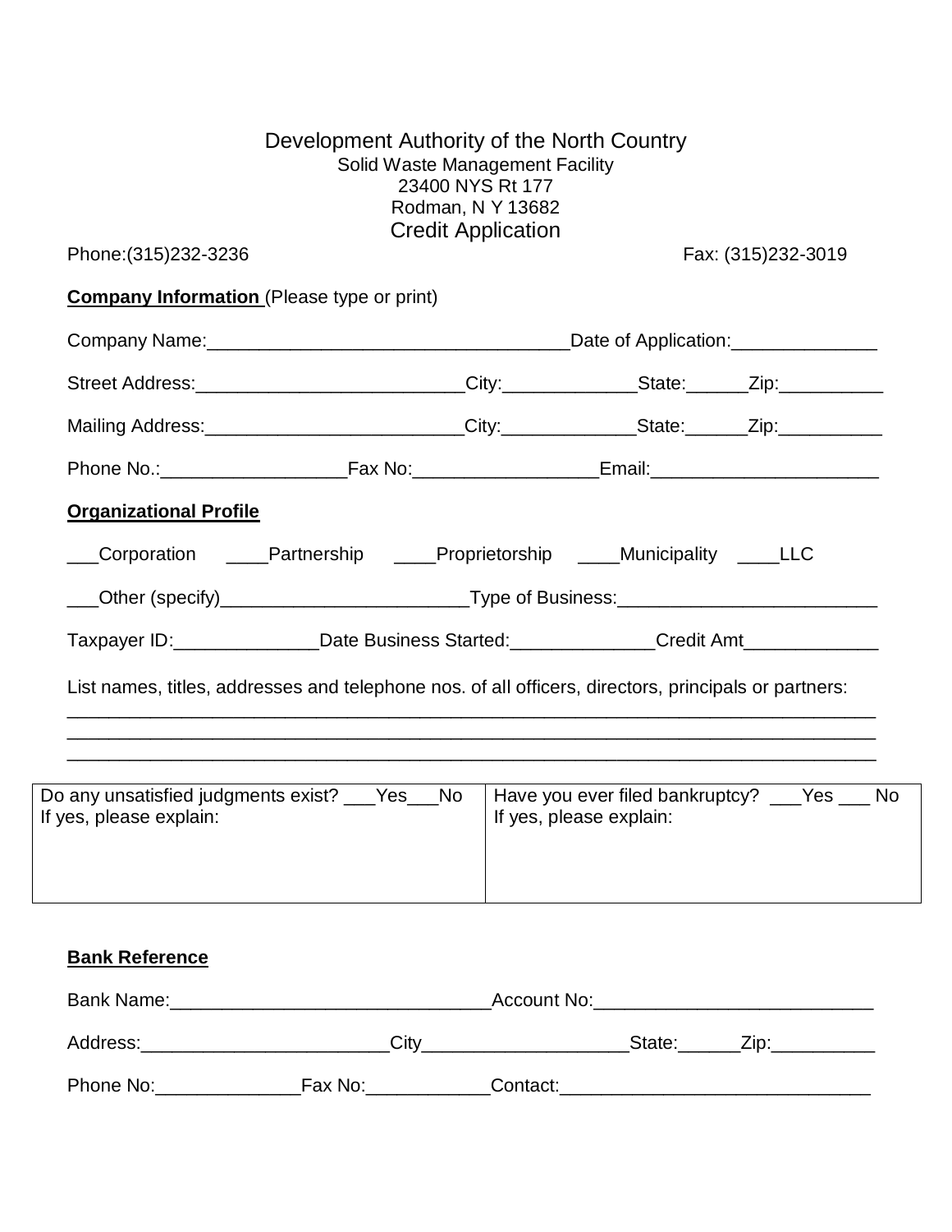Development Authority of the North Country
Solid Waste Management Facility
23400 NYS Rt 177
Rodman, N Y 13682
Credit Application

Phone:(315)232-3236 Fax: (315)232-3019

**Company Information** (Please type or print)

Company Name:___________________________________Date of Application:______________

Street Address:_________________________City:____________State:______Zip:__________

Mailing Address:________________________City:____________State:______Zip:__________

Phone No.:_________________Fax No:_________________Email:_____________________

**Organizational Profile**

___Corporation ____Partnership ____Proprietorship ____Municipality ____LLC

___Other (specify)_______________________Type of Business:________________________

Taxpayer ID:______________Date Business Started:______________Credit Amt_____________

List names, titles, addresses and telephone nos. of all officers, directors, principals or partners:
_______________________________________________________________________________
_______________________________________________________________________________
_______________________________________________________________________________

| Do any unsatisfied judgments exist? ___Yes___No<br>If yes, please explain: | Have you ever filed bankruptcy? ___Yes ___ No<br>If yes, please explain: |
|---|---|

**Bank Reference**

Bank Name:______________________________Account No:__________________________

Address:_______________________City___________________State:______Zip:__________

Phone No:______________Fax No:____________Contact:_____________________________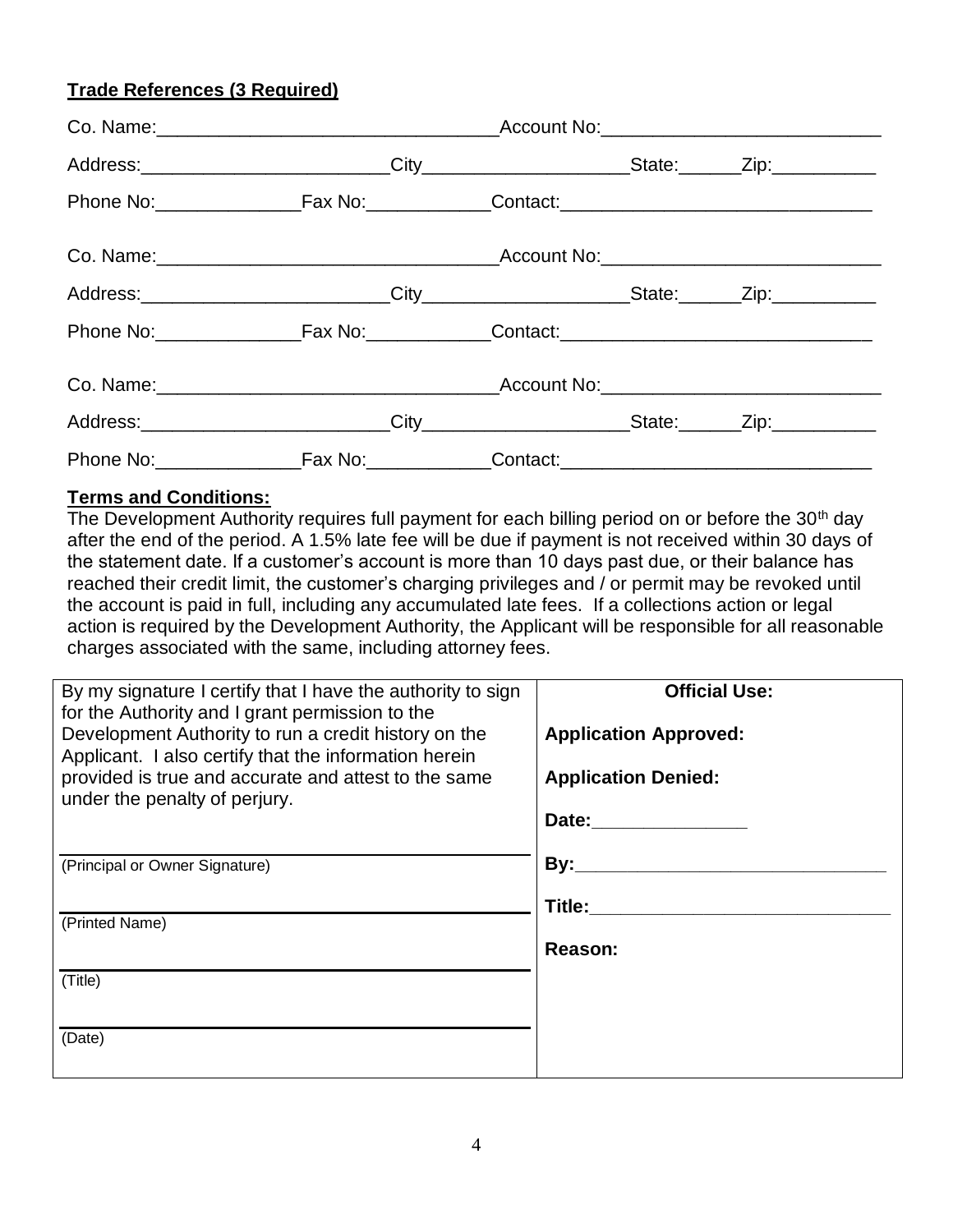**Trade References (3 Required)**

Co. Name:_________________________________Account No:___________________________

Address:________________________City____________________State:______Zip:__________

Phone No:______________Fax No:____________Contact:_____________________________

Co. Name:_________________________________Account No:___________________________

Address:________________________City____________________State:______Zip:__________

Phone No:______________Fax No:____________Contact:_____________________________

Co. Name:_________________________________Account No:___________________________

Address:________________________City____________________State:______Zip:__________

Phone No:______________Fax No:____________Contact:_____________________________

**Terms and Conditions:**

The Development Authority requires full payment for each billing period on or before the 30th day after the end of the period. A 1.5% late fee will be due if payment is not received within 30 days of the statement date. If a customer's account is more than 10 days past due, or their balance has reached their credit limit, the customer's charging privileges and / or permit may be revoked until the account is paid in full, including any accumulated late fees. If a collections action or legal action is required by the Development Authority, the Applicant will be responsible for all reasonable charges associated with the same, including attorney fees.

| By my signature I certify that I have the authority to sign for the Authority and I grant permission to the Development Authority to run a credit history on the Applicant. I also certify that the information herein provided is true and accurate and attest to the same under the penalty of perjury. | **Official Use:** |
|---|---|
| | **Application Approved:** |
| | **Application Denied:** |
| | **Date:**_______________ |
| ________________________________ (Principal or Owner Signature) | **By:**_______________________________ |
| ________________________________ (Printed Name) | **Title:**_____________________________ |
| ________________________________ (Title) | **Reason:** |
| ________________________________ (Date) | |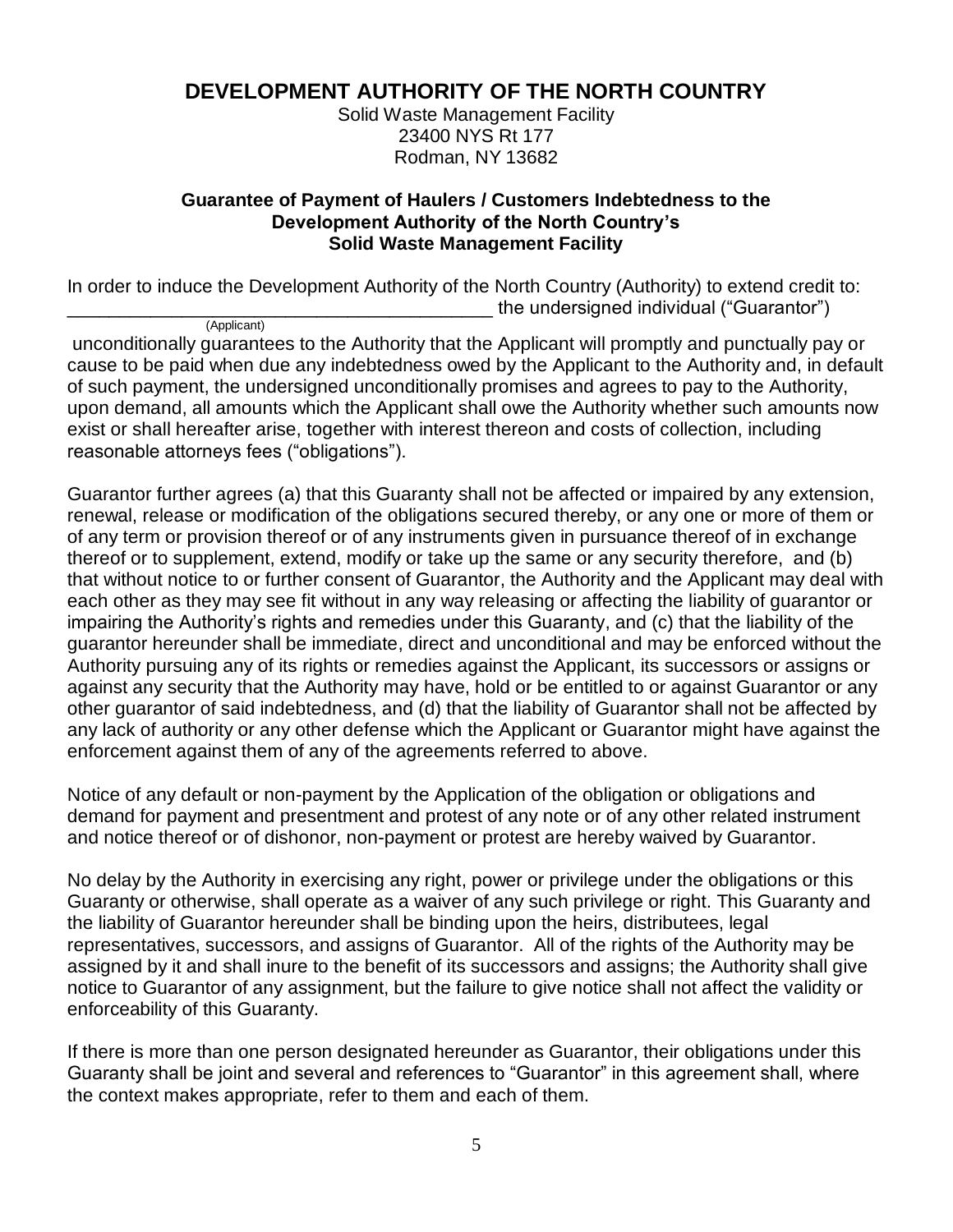# DEVELOPMENT AUTHORITY OF THE NORTH COUNTRY

Solid Waste Management Facility
23400 NYS Rt 177
Rodman, NY 13682

### Guarantee of Payment of Haulers / Customers Indebtedness to the Development Authority of the North Country's Solid Waste Management Facility

In order to induce the Development Authority of the North Country (Authority) to extend credit to: ________________________________________ the undersigned individual ("Guarantor")
(Applicant)
unconditionally guarantees to the Authority that the Applicant will promptly and punctually pay or cause to be paid when due any indebtedness owed by the Applicant to the Authority and, in default of such payment, the undersigned unconditionally promises and agrees to pay to the Authority, upon demand, all amounts which the Applicant shall owe the Authority whether such amounts now exist or shall hereafter arise, together with interest thereon and costs of collection, including reasonable attorneys fees ("obligations").

Guarantor further agrees (a) that this Guaranty shall not be affected or impaired by any extension, renewal, release or modification of the obligations secured thereby, or any one or more of them or of any term or provision thereof or of any instruments given in pursuance thereof of in exchange thereof or to supplement, extend, modify or take up the same or any security therefore, and (b) that without notice to or further consent of Guarantor, the Authority and the Applicant may deal with each other as they may see fit without in any way releasing or affecting the liability of guarantor or impairing the Authority's rights and remedies under this Guaranty, and (c) that the liability of the guarantor hereunder shall be immediate, direct and unconditional and may be enforced without the Authority pursuing any of its rights or remedies against the Applicant, its successors or assigns or against any security that the Authority may have, hold or be entitled to or against Guarantor or any other guarantor of said indebtedness, and (d) that the liability of Guarantor shall not be affected by any lack of authority or any other defense which the Applicant or Guarantor might have against the enforcement against them of any of the agreements referred to above.

Notice of any default or non-payment by the Application of the obligation or obligations and demand for payment and presentment and protest of any note or of any other related instrument and notice thereof or of dishonor, non-payment or protest are hereby waived by Guarantor.

No delay by the Authority in exercising any right, power or privilege under the obligations or this Guaranty or otherwise, shall operate as a waiver of any such privilege or right. This Guaranty and the liability of Guarantor hereunder shall be binding upon the heirs, distributees, legal representatives, successors, and assigns of Guarantor. All of the rights of the Authority may be assigned by it and shall inure to the benefit of its successors and assigns; the Authority shall give notice to Guarantor of any assignment, but the failure to give notice shall not affect the validity or enforceability of this Guaranty.

If there is more than one person designated hereunder as Guarantor, their obligations under this Guaranty shall be joint and several and references to "Guarantor" in this agreement shall, where the context makes appropriate, refer to them and each of them.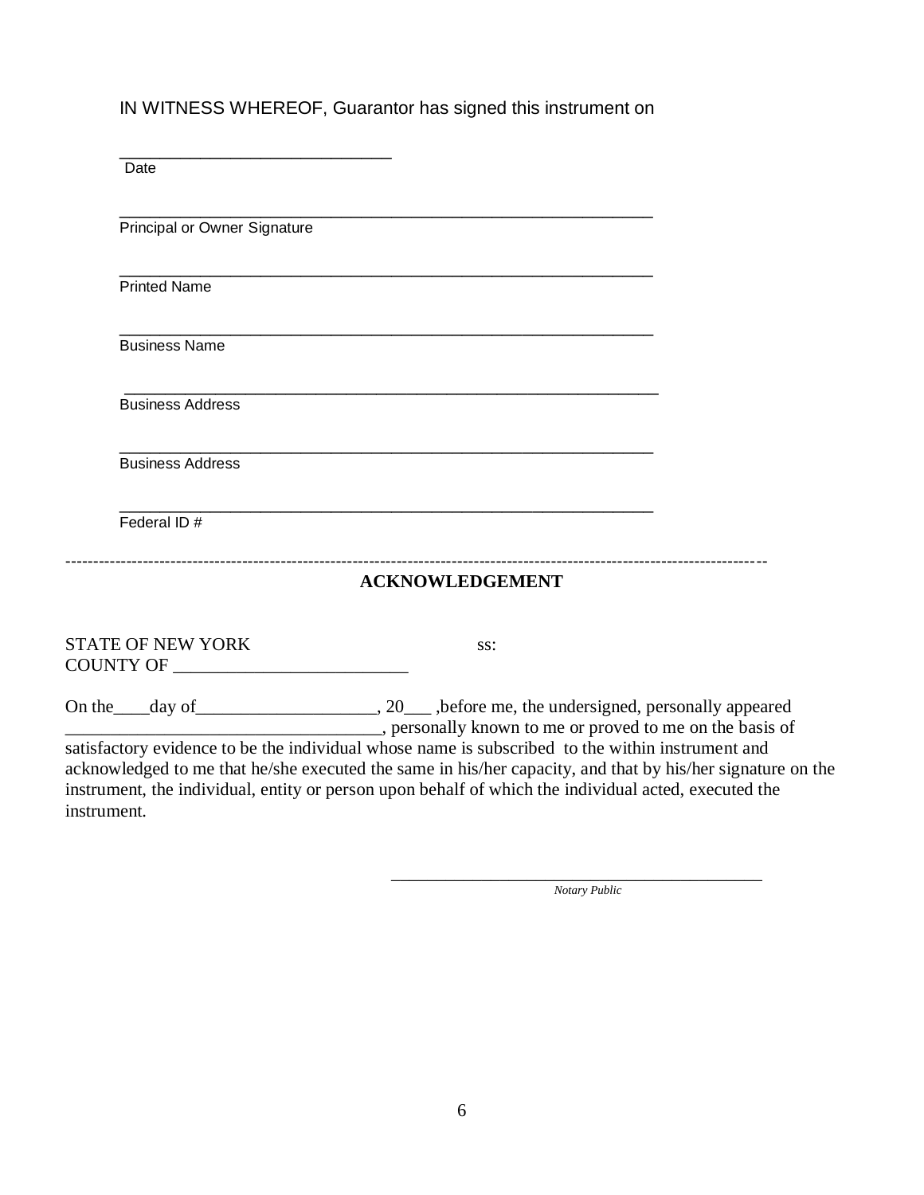IN WITNESS WHEREOF, Guarantor has signed this instrument on

______________________________
Date

____________________________________________________________
Principal or Owner Signature

____________________________________________________________
Printed Name

____________________________________________________________
Business Name

____________________________________________________________
Business Address

____________________________________________________________
Business Address

____________________________________________________________
Federal ID #

---

**ACKNOWLEDGEMENT**

STATE OF NEW YORK ss:
COUNTY OF __________________________

On the____day of____________________, 20___ ,before me, the undersigned, personally appeared __________________________________, personally known to me or proved to me on the basis of satisfactory evidence to be the individual whose name is subscribed to the within instrument and acknowledged to me that he/she executed the same in his/her capacity, and that by his/her signature on the instrument, the individual, entity or person upon behalf of which the individual acted, executed the instrument.

__________________________________________
*Notary Public*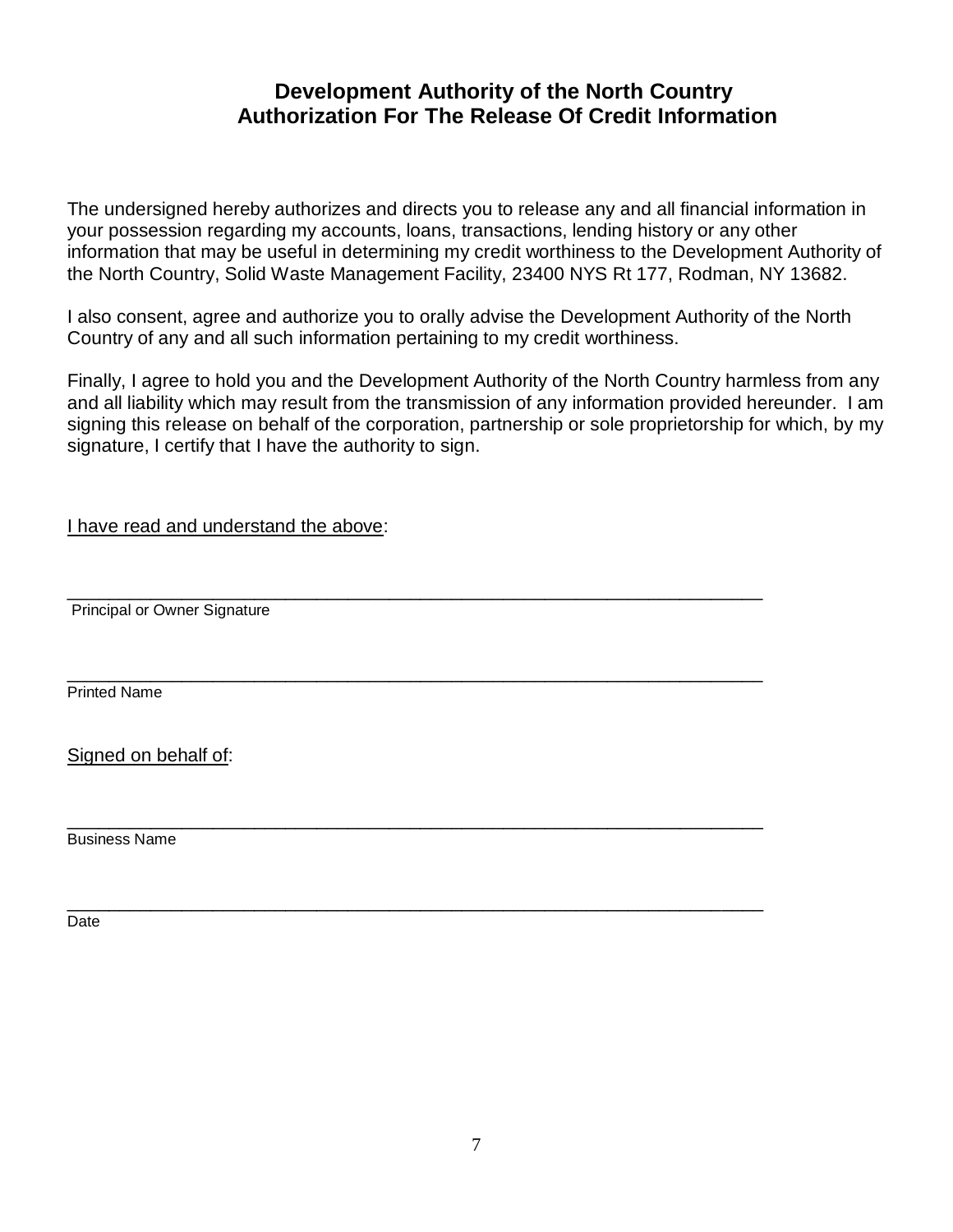# Development Authority of the North Country
# Authorization For The Release Of Credit Information

The undersigned hereby authorizes and directs you to release any and all financial information in your possession regarding my accounts, loans, transactions, lending history or any other information that may be useful in determining my credit worthiness to the Development Authority of the North Country, Solid Waste Management Facility, 23400 NYS Rt 177, Rodman, NY 13682.

I also consent, agree and authorize you to orally advise the Development Authority of the North Country of any and all such information pertaining to my credit worthiness.

Finally, I agree to hold you and the Development Authority of the North Country harmless from any and all liability which may result from the transmission of any information provided hereunder. I am signing this release on behalf of the corporation, partnership or sole proprietorship for which, by my signature, I certify that I have the authority to sign.

<u>I have read and understand the above</u>:

______________________________________________________________________
Principal or Owner Signature

______________________________________________________________________
Printed Name

<u>Signed on behalf of</u>:

______________________________________________________________________
Business Name

______________________________________________________________________
Date